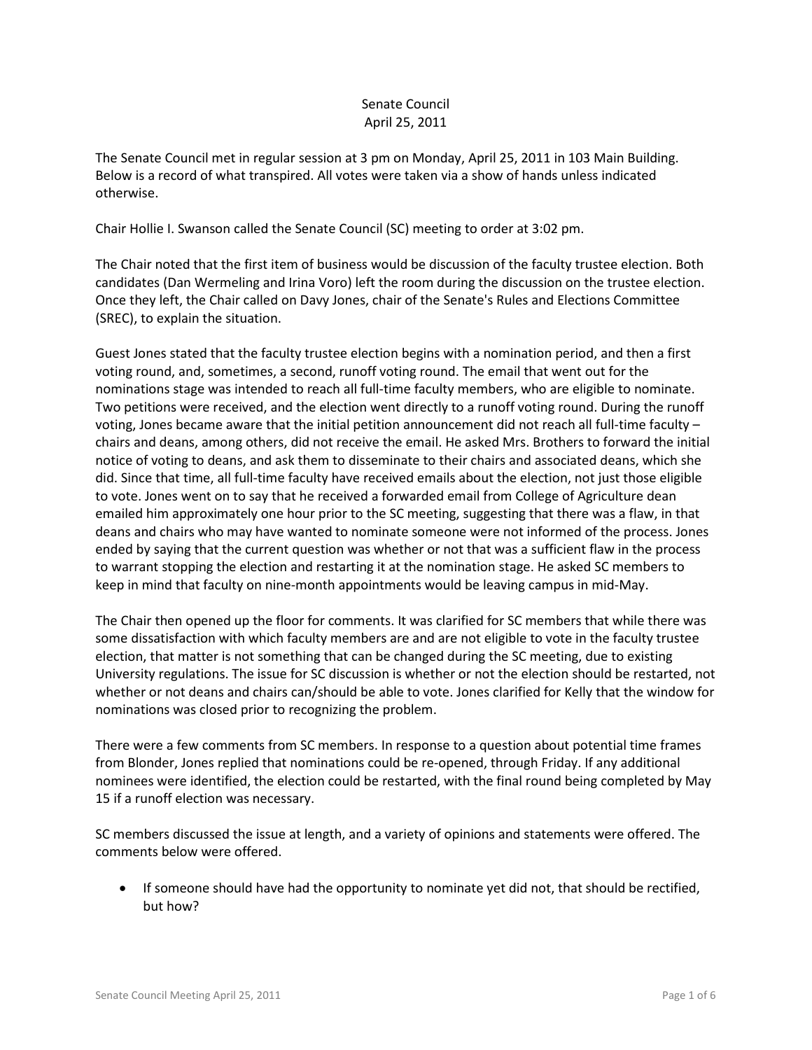Senate Council
April 25, 2011

The Senate Council met in regular session at 3 pm on Monday, April 25, 2011 in 103 Main Building. Below is a record of what transpired. All votes were taken via a show of hands unless indicated otherwise.

Chair Hollie I. Swanson called the Senate Council (SC) meeting to order at 3:02 pm.

The Chair noted that the first item of business would be discussion of the faculty trustee election. Both candidates (Dan Wermeling and Irina Voro) left the room during the discussion on the trustee election. Once they left, the Chair called on Davy Jones, chair of the Senate's Rules and Elections Committee (SREC), to explain the situation.

Guest Jones stated that the faculty trustee election begins with a nomination period, and then a first voting round, and, sometimes, a second, runoff voting round. The email that went out for the nominations stage was intended to reach all full-time faculty members, who are eligible to nominate. Two petitions were received, and the election went directly to a runoff voting round. During the runoff voting, Jones became aware that the initial petition announcement did not reach all full-time faculty – chairs and deans, among others, did not receive the email. He asked Mrs. Brothers to forward the initial notice of voting to deans, and ask them to disseminate to their chairs and associated deans, which she did. Since that time, all full-time faculty have received emails about the election, not just those eligible to vote. Jones went on to say that he received a forwarded email from College of Agriculture dean emailed him approximately one hour prior to the SC meeting, suggesting that there was a flaw, in that deans and chairs who may have wanted to nominate someone were not informed of the process. Jones ended by saying that the current question was whether or not that was a sufficient flaw in the process to warrant stopping the election and restarting it at the nomination stage. He asked SC members to keep in mind that faculty on nine-month appointments would be leaving campus in mid-May.

The Chair then opened up the floor for comments. It was clarified for SC members that while there was some dissatisfaction with which faculty members are and are not eligible to vote in the faculty trustee election, that matter is not something that can be changed during the SC meeting, due to existing University regulations. The issue for SC discussion is whether or not the election should be restarted, not whether or not deans and chairs can/should be able to vote. Jones clarified for Kelly that the window for nominations was closed prior to recognizing the problem.

There were a few comments from SC members. In response to a question about potential time frames from Blonder, Jones replied that nominations could be re-opened, through Friday. If any additional nominees were identified, the election could be restarted, with the final round being completed by May 15 if a runoff election was necessary.

SC members discussed the issue at length, and a variety of opinions and statements were offered. The comments below were offered.

- If someone should have had the opportunity to nominate yet did not, that should be rectified, but how?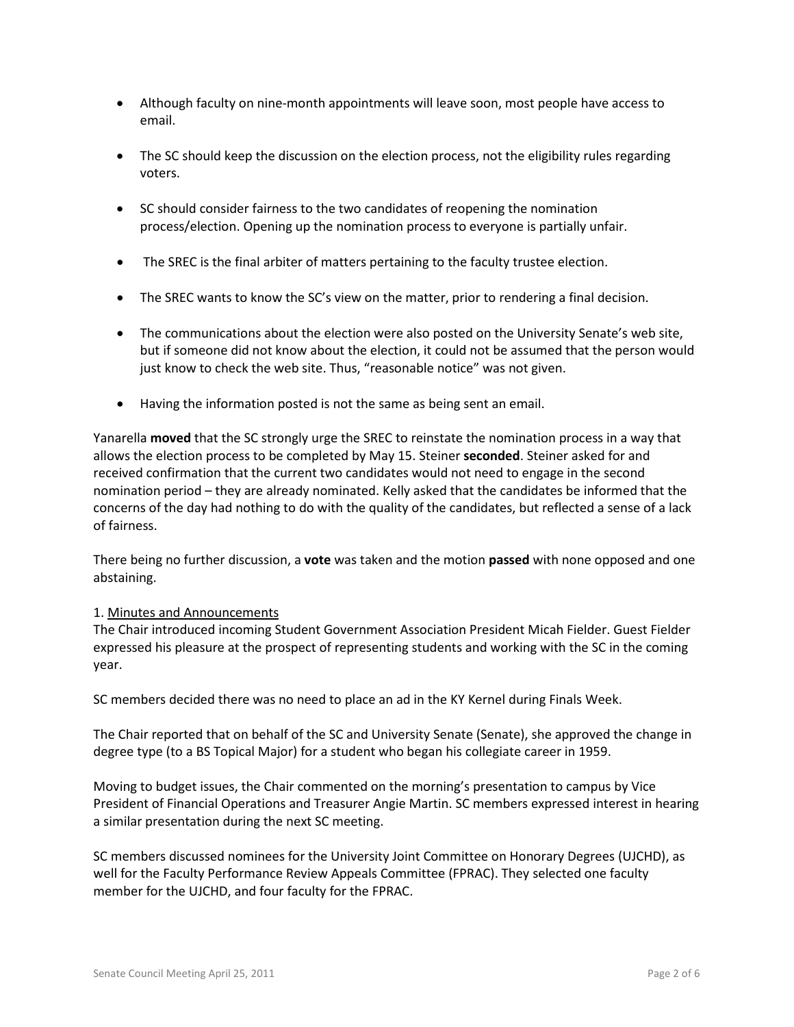- Although faculty on nine-month appointments will leave soon, most people have access to email.

- The SC should keep the discussion on the election process, not the eligibility rules regarding voters.

- SC should consider fairness to the two candidates of reopening the nomination process/election. Opening up the nomination process to everyone is partially unfair.

- The SREC is the final arbiter of matters pertaining to the faculty trustee election.

- The SREC wants to know the SC's view on the matter, prior to rendering a final decision.

- The communications about the election were also posted on the University Senate's web site, but if someone did not know about the election, it could not be assumed that the person would just know to check the web site. Thus, "reasonable notice" was not given.

- Having the information posted is not the same as being sent an email.

Yanarella **moved** that the SC strongly urge the SREC to reinstate the nomination process in a way that allows the election process to be completed by May 15. Steiner **seconded**. Steiner asked for and received confirmation that the current two candidates would not need to engage in the second nomination period – they are already nominated. Kelly asked that the candidates be informed that the concerns of the day had nothing to do with the quality of the candidates, but reflected a sense of a lack of fairness.

There being no further discussion, a **vote** was taken and the motion **passed** with none opposed and one abstaining.

1. Minutes and Announcements

The Chair introduced incoming Student Government Association President Micah Fielder. Guest Fielder expressed his pleasure at the prospect of representing students and working with the SC in the coming year.

SC members decided there was no need to place an ad in the KY Kernel during Finals Week.

The Chair reported that on behalf of the SC and University Senate (Senate), she approved the change in degree type (to a BS Topical Major) for a student who began his collegiate career in 1959.

Moving to budget issues, the Chair commented on the morning's presentation to campus by Vice President of Financial Operations and Treasurer Angie Martin. SC members expressed interest in hearing a similar presentation during the next SC meeting.

SC members discussed nominees for the University Joint Committee on Honorary Degrees (UJCHD), as well for the Faculty Performance Review Appeals Committee (FPRAC). They selected one faculty member for the UJCHD, and four faculty for the FPRAC.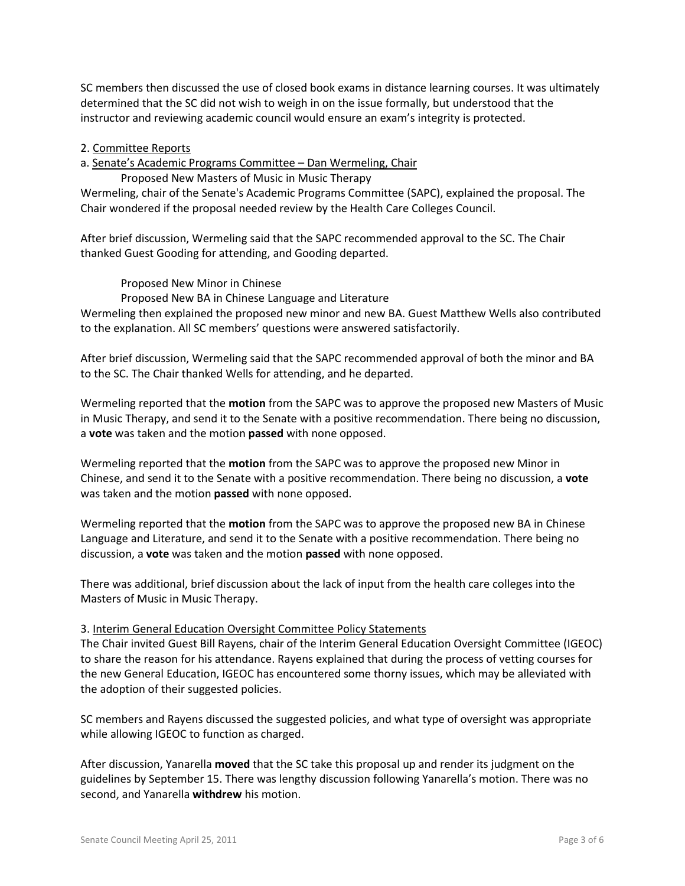SC members then discussed the use of closed book exams in distance learning courses. It was ultimately determined that the SC did not wish to weigh in on the issue formally, but understood that the instructor and reviewing academic council would ensure an exam's integrity is protected.

2. Committee Reports

a. Senate's Academic Programs Committee – Dan Wermeling, Chair

Proposed New Masters of Music in Music Therapy

Wermeling, chair of the Senate's Academic Programs Committee (SAPC), explained the proposal. The Chair wondered if the proposal needed review by the Health Care Colleges Council.

After brief discussion, Wermeling said that the SAPC recommended approval to the SC. The Chair thanked Guest Gooding for attending, and Gooding departed.

Proposed New Minor in Chinese

Proposed New BA in Chinese Language and Literature

Wermeling then explained the proposed new minor and new BA. Guest Matthew Wells also contributed to the explanation. All SC members' questions were answered satisfactorily.

After brief discussion, Wermeling said that the SAPC recommended approval of both the minor and BA to the SC. The Chair thanked Wells for attending, and he departed.

Wermeling reported that the **motion** from the SAPC was to approve the proposed new Masters of Music in Music Therapy, and send it to the Senate with a positive recommendation. There being no discussion, a **vote** was taken and the motion **passed** with none opposed.

Wermeling reported that the **motion** from the SAPC was to approve the proposed new Minor in Chinese, and send it to the Senate with a positive recommendation. There being no discussion, a **vote** was taken and the motion **passed** with none opposed.

Wermeling reported that the **motion** from the SAPC was to approve the proposed new BA in Chinese Language and Literature, and send it to the Senate with a positive recommendation. There being no discussion, a **vote** was taken and the motion **passed** with none opposed.

There was additional, brief discussion about the lack of input from the health care colleges into the Masters of Music in Music Therapy.

3. Interim General Education Oversight Committee Policy Statements

The Chair invited Guest Bill Rayens, chair of the Interim General Education Oversight Committee (IGEOC) to share the reason for his attendance. Rayens explained that during the process of vetting courses for the new General Education, IGEOC has encountered some thorny issues, which may be alleviated with the adoption of their suggested policies.

SC members and Rayens discussed the suggested policies, and what type of oversight was appropriate while allowing IGEOC to function as charged.

After discussion, Yanarella **moved** that the SC take this proposal up and render its judgment on the guidelines by September 15. There was lengthy discussion following Yanarella's motion. There was no second, and Yanarella **withdrew** his motion.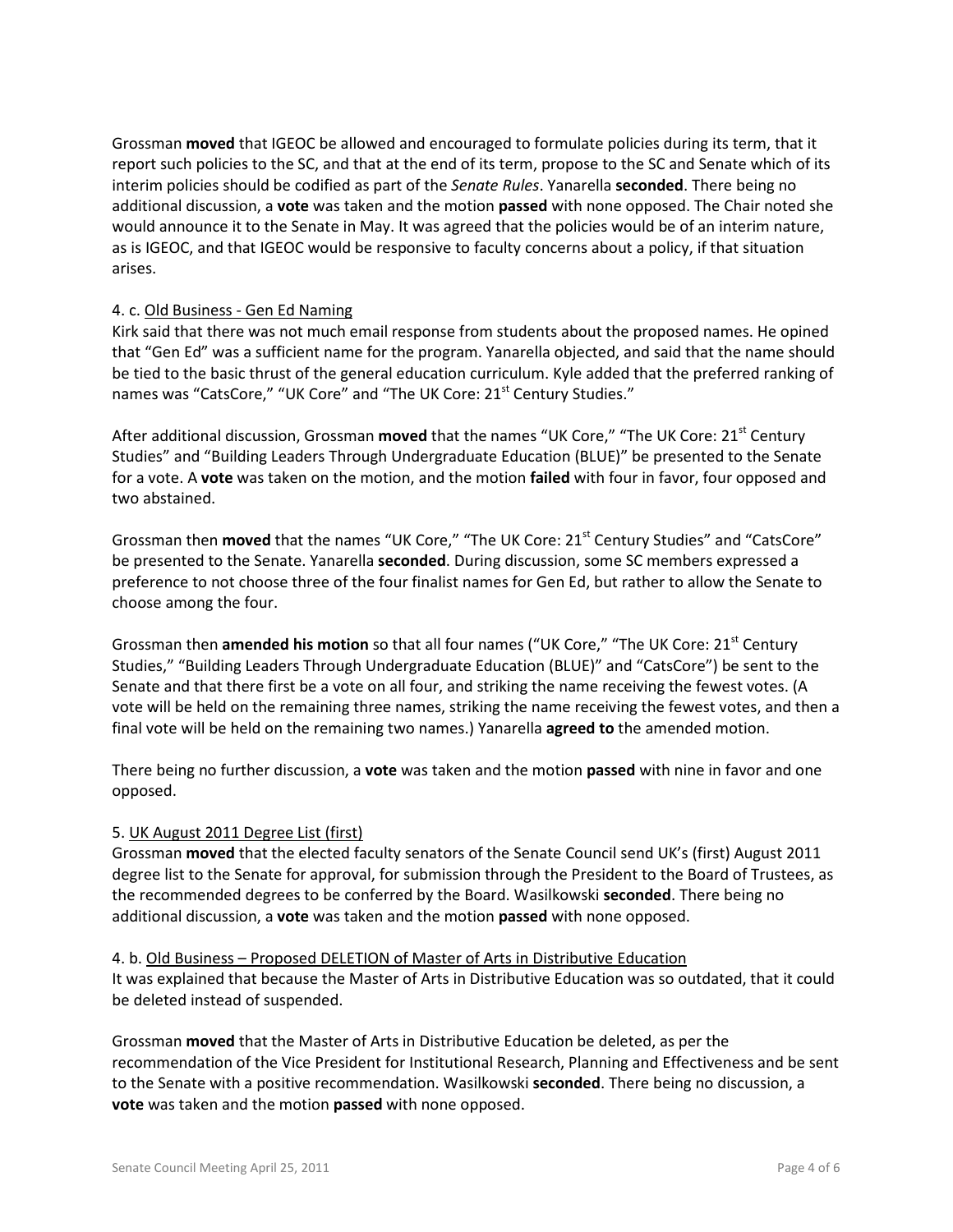Grossman **moved** that IGEOC be allowed and encouraged to formulate policies during its term, that it report such policies to the SC, and that at the end of its term, propose to the SC and Senate which of its interim policies should be codified as part of the *Senate Rules*. Yanarella **seconded**. There being no additional discussion, a **vote** was taken and the motion **passed** with none opposed. The Chair noted she would announce it to the Senate in May. It was agreed that the policies would be of an interim nature, as is IGEOC, and that IGEOC would be responsive to faculty concerns about a policy, if that situation arises.

4. c. Old Business - Gen Ed Naming

Kirk said that there was not much email response from students about the proposed names. He opined that "Gen Ed" was a sufficient name for the program. Yanarella objected, and said that the name should be tied to the basic thrust of the general education curriculum. Kyle added that the preferred ranking of names was "CatsCore," "UK Core" and "The UK Core: 21st Century Studies."

After additional discussion, Grossman **moved** that the names "UK Core," "The UK Core: 21st Century Studies" and "Building Leaders Through Undergraduate Education (BLUE)" be presented to the Senate for a vote. A **vote** was taken on the motion, and the motion **failed** with four in favor, four opposed and two abstained.

Grossman then **moved** that the names "UK Core," "The UK Core: 21st Century Studies" and "CatsCore" be presented to the Senate. Yanarella **seconded**. During discussion, some SC members expressed a preference to not choose three of the four finalist names for Gen Ed, but rather to allow the Senate to choose among the four.

Grossman then **amended his motion** so that all four names ("UK Core," "The UK Core: 21st Century Studies," "Building Leaders Through Undergraduate Education (BLUE)" and "CatsCore") be sent to the Senate and that there first be a vote on all four, and striking the name receiving the fewest votes. (A vote will be held on the remaining three names, striking the name receiving the fewest votes, and then a final vote will be held on the remaining two names.) Yanarella **agreed to** the amended motion.

There being no further discussion, a **vote** was taken and the motion **passed** with nine in favor and one opposed.

5. UK August 2011 Degree List (first)

Grossman **moved** that the elected faculty senators of the Senate Council send UK's (first) August 2011 degree list to the Senate for approval, for submission through the President to the Board of Trustees, as the recommended degrees to be conferred by the Board. Wasilkowski **seconded**. There being no additional discussion, a **vote** was taken and the motion **passed** with none opposed.

4. b. Old Business – Proposed DELETION of Master of Arts in Distributive Education

It was explained that because the Master of Arts in Distributive Education was so outdated, that it could be deleted instead of suspended.

Grossman **moved** that the Master of Arts in Distributive Education be deleted, as per the recommendation of the Vice President for Institutional Research, Planning and Effectiveness and be sent to the Senate with a positive recommendation. Wasilkowski **seconded**. There being no discussion, a **vote** was taken and the motion **passed** with none opposed.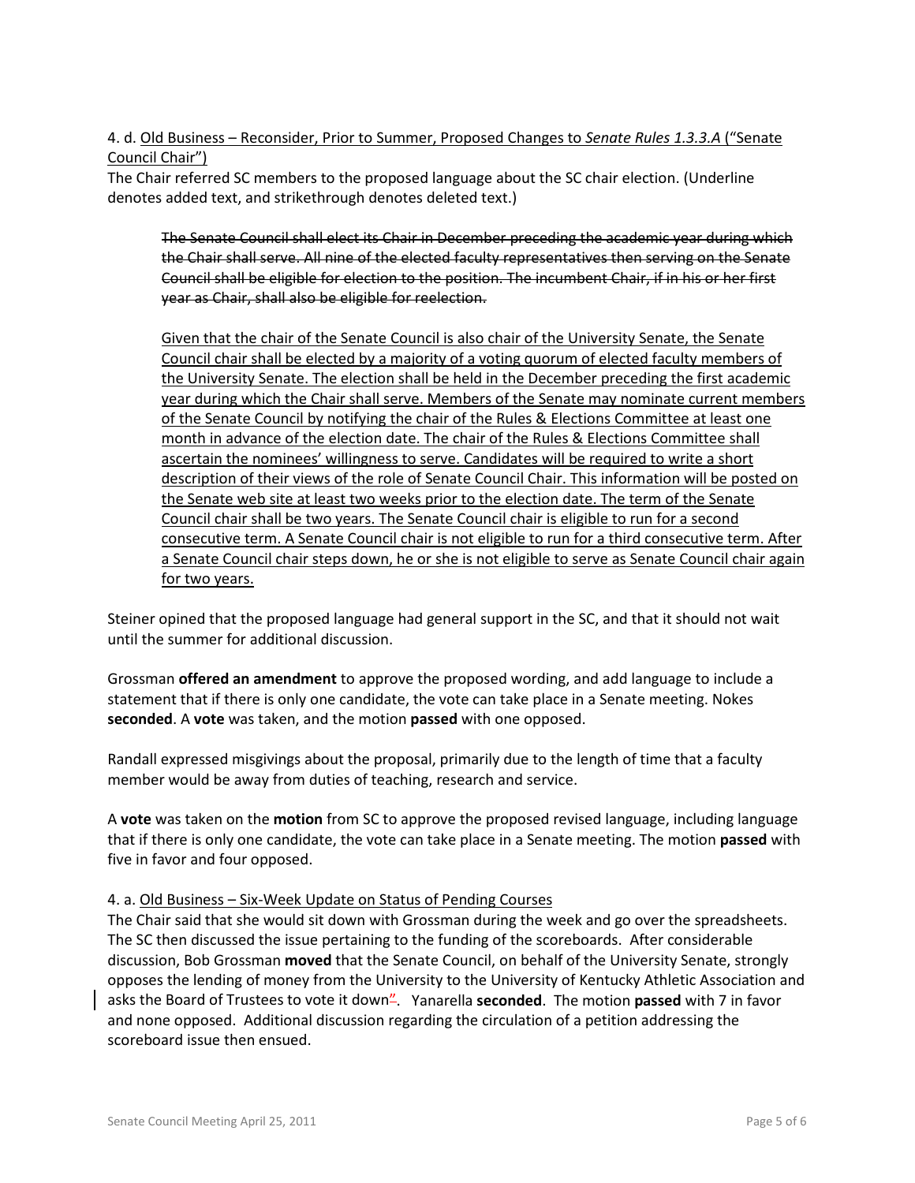4. d. <u>Old Business – Reconsider, Prior to Summer, Proposed Changes to *Senate Rules 1.3.3.A* ("Senate Council Chair")</u>

The Chair referred SC members to the proposed language about the SC chair election. (Underline denotes added text, and strikethrough denotes deleted text.)

> ~~The Senate Council shall elect its Chair in December preceding the academic year during which the Chair shall serve. All nine of the elected faculty representatives then serving on the Senate Council shall be eligible for election to the position. The incumbent Chair, if in his or her first year as Chair, shall also be eligible for reelection.~~
>
> <u>Given that the chair of the Senate Council is also chair of the University Senate, the Senate Council chair shall be elected by a majority of a voting quorum of elected faculty members of the University Senate. The election shall be held in the December preceding the first academic year during which the Chair shall serve. Members of the Senate may nominate current members of the Senate Council by notifying the chair of the Rules & Elections Committee at least one month in advance of the election date. The chair of the Rules & Elections Committee shall ascertain the nominees' willingness to serve. Candidates will be required to write a short description of their views of the role of Senate Council Chair. This information will be posted on the Senate web site at least two weeks prior to the election date. The term of the Senate Council chair shall be two years. The Senate Council chair is eligible to run for a second consecutive term. A Senate Council chair is not eligible to run for a third consecutive term. After a Senate Council chair steps down, he or she is not eligible to serve as Senate Council chair again for two years.</u>

Steiner opined that the proposed language had general support in the SC, and that it should not wait until the summer for additional discussion.

Grossman **offered an amendment** to approve the proposed wording, and add language to include a statement that if there is only one candidate, the vote can take place in a Senate meeting. Nokes **seconded**. A **vote** was taken, and the motion **passed** with one opposed.

Randall expressed misgivings about the proposal, primarily due to the length of time that a faculty member would be away from duties of teaching, research and service.

A **vote** was taken on the **motion** from SC to approve the proposed revised language, including language that if there is only one candidate, the vote can take place in a Senate meeting. The motion **passed** with five in favor and four opposed.

4. a. <u>Old Business – Six-Week Update on Status of Pending Courses</u>

The Chair said that she would sit down with Grossman during the week and go over the spreadsheets. The SC then discussed the issue pertaining to the funding of the scoreboards. After considerable discussion, Bob Grossman **moved** that the Senate Council, on behalf of the University Senate, strongly opposes the lending of money from the University to the University of Kentucky Athletic Association and asks the Board of Trustees to vote it down". Yanarella **seconded**. The motion **passed** with 7 in favor and none opposed. Additional discussion regarding the circulation of a petition addressing the scoreboard issue then ensued.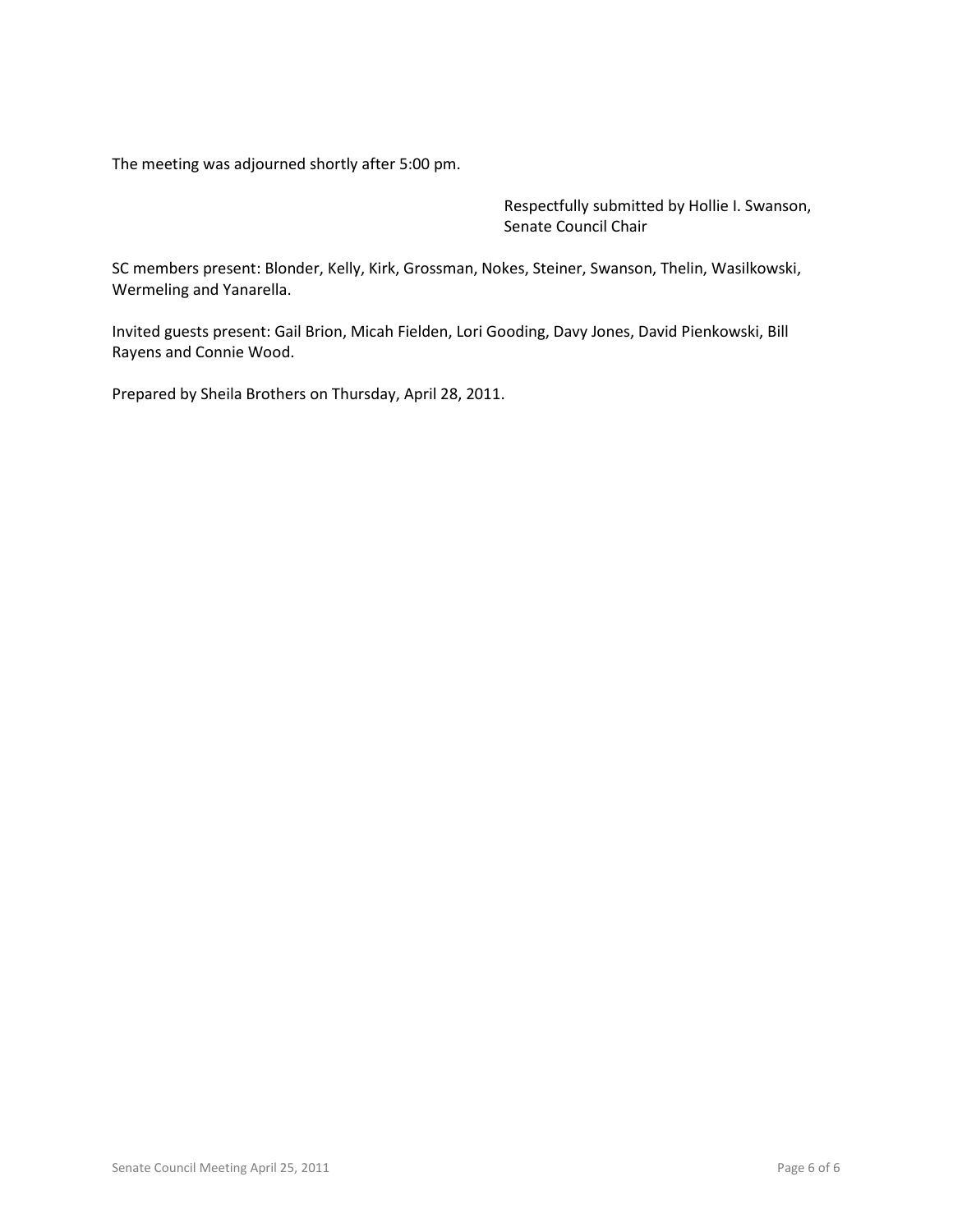The meeting was adjourned shortly after 5:00 pm.

Respectfully submitted by Hollie I. Swanson,
Senate Council Chair

SC members present: Blonder, Kelly, Kirk, Grossman, Nokes, Steiner, Swanson, Thelin, Wasilkowski, Wermeling and Yanarella.

Invited guests present: Gail Brion, Micah Fielden, Lori Gooding, Davy Jones, David Pienkowski, Bill Rayens and Connie Wood.

Prepared by Sheila Brothers on Thursday, April 28, 2011.